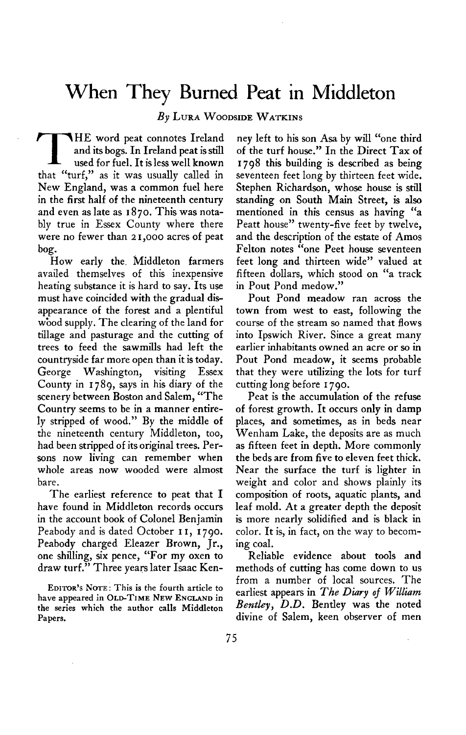# When They Burned Peat in Middleton

*By* Lura Woodside Watkins

THE word peat connotes Ireland and its bogs. In Ireland peat is still used for fuel. It is less well known that "turf," as it was usually called in New England, was a common fuel here in the first half of the nineteenth century and even as late as 1870. This was notably true in Essex County where there were no fewer than 21,000 acres of peat bog.

How early the Middleton farmers availed themselves of this inexpensive heating substance it is hard to say. Its use must have coincided with the gradual disappearance of the forest and a plentiful wood supply. The clearing of the land for tillage and pasturage and the cutting of trees to feed the sawmills had left the countryside far more open than it is today. George Washington, visiting Essex County in 1789, says in his diary of the scenery between Boston and Salem, "The Country seems to be in a manner entirely stripped of wood." By the middle of the nineteenth century Middleton, too, had been stripped of its original trees. Persons now living can remember when whole areas now wooded were almost bare.

The earliest reference to peat that I have found in Middleton records occurs in the account book of Colonel Benjamin Peabody and is dated October 11, 1790. Peabody charged Eleazer Brown, Jr., one shilling, six pence, "For my oxen to draw turf." Three years later Isaac Kenney left to his son Asa by will "one third of the turf house." In the Direct Tax of 1798 this building is described as being seventeen feet long by thirteen feet wide. Stephen Richardson, whose house is still standing on South Main Street, is also mentioned in this census as having "a Peatt house" twenty-five feet by twelve, and the description of the estate of Amos Felton notes "one Peet house seventeen feet long and thirteen wide" valued at fifteen dollars, which stood on "a track in Pout Pond medow."

Pout Pond meadow ran across the town from west to east, following the course of the stream so named that flows into Ipswich River. Since a great many earlier inhabitants owned an acre or so in Pout Pond meadow, it seems probable that they were utilizing the lots for turf cutting long before 1790.

Peat is the accumulation of the refuse of forest growth. It occurs only in damp places, and sometimes, as in beds near Wenham Lake, the deposits are as much as fifteen feet in depth. More commonly the beds are from five to eleven feet thick. Near the surface the turf is lighter in weight and color and shows plainly its composition of roots, aquatic plants, and leaf mold. At a greater depth the deposit is more nearly solidified and is black in color. It is, in fact, on the way to becoming coal.

Reliable evidence about tools and methods of cutting has come down to us from a number of local sources. The earliest appears in *The Diary of William Bentley, D.D.* Bentley was the noted divine of Salem, keen observer of men

Editor's Note: This is the fourth article to have appeared in Old-Time New England in the series which the author calls Middleton Papers.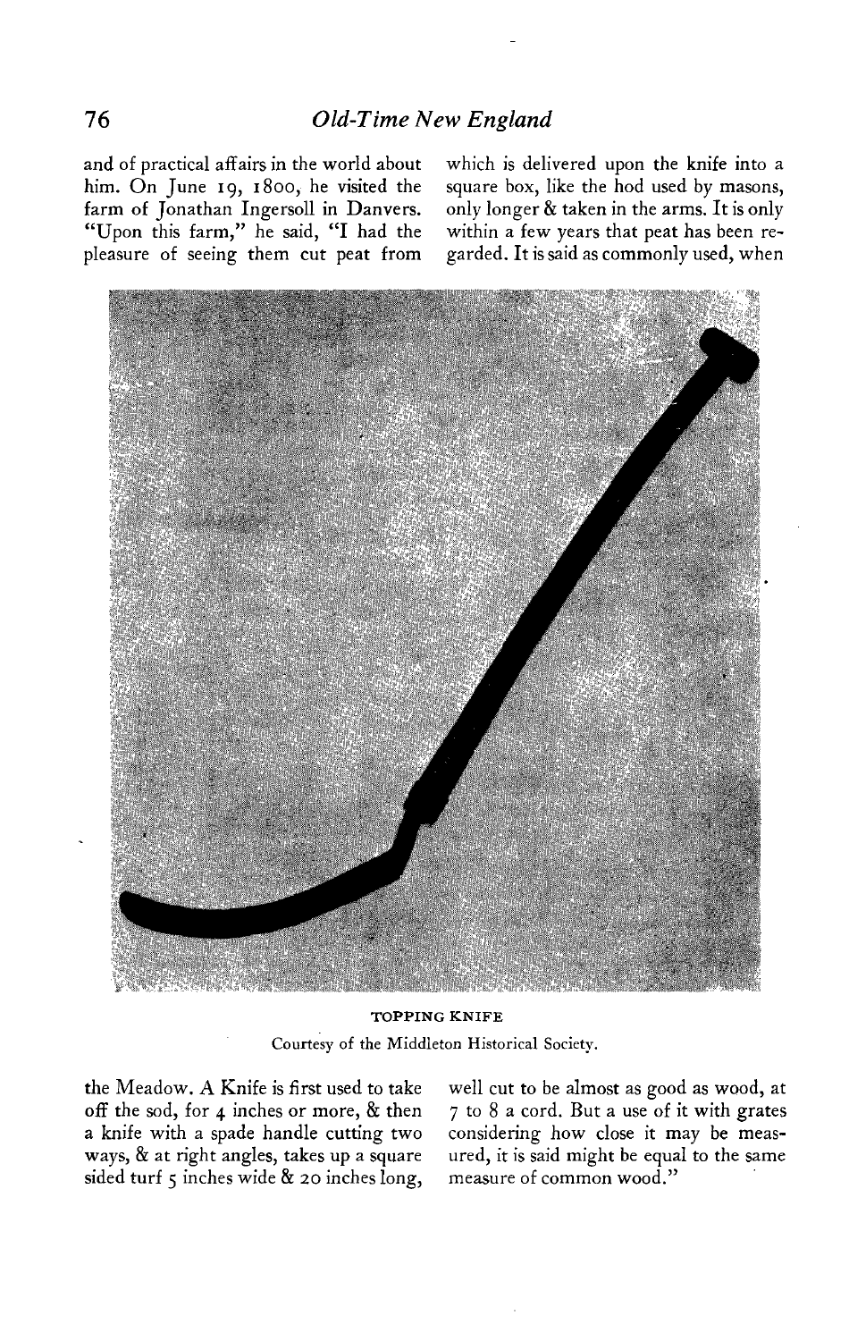and of practical affairs in the world about him. On June 19, 1800, he visited the farm of Jonathan Ingersoll in Danvers. "Upon this farm," he said, "I had the pleasure of seeing them cut peat from the Meadow. A Knife is first used to take off the sod, for 4 inches or more, & then a knife with a spade handle cutting two ways, & at right angles, takes up a square sided turf 5 inches wide & 20 inches long, which is delivered upon the knife into a square box, like the hod used by masons, only longer & taken in the arms. It is only within a few years that peat has been regarded. It is said as commonly used, when well cut to be almost as good as wood, at 7 to 8 a cord. But a use of it with grates considering how close it may be measured, it is said might be equal to the same measure of common wood."

TOPPING KNIFE

Courtesy of the Middleton Historical Society.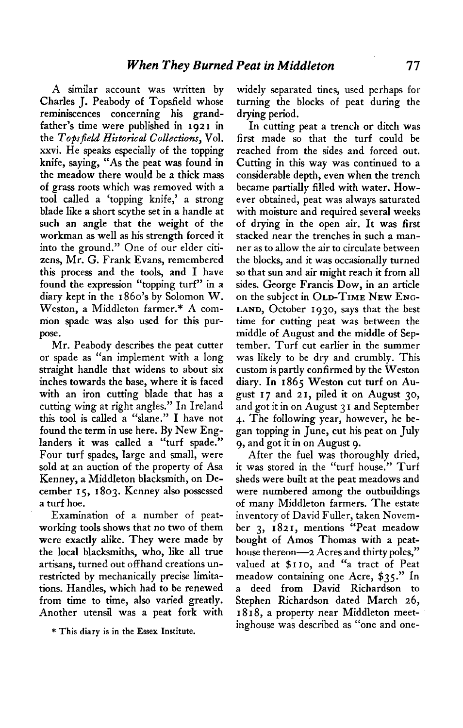A similar account was written by Charles J. Peabody of Topsfield whose reminiscences concerning his grandfather's time were published in 1921 in the *Topsfield Historical Collections*, Vol. xxvi. He speaks especially of the topping knife, saying, "As the peat was found in the meadow there would be a thick mass of grass roots which was removed with a tool called a 'topping knife,' a strong blade like a short scythe set in a handle at such an angle that the weight of the workman as well as his strength forced it into the ground." One of our elder citizens, Mr. G. Frank Evans, remembered this process and the tools, and I have found the expression "topping turf" in a diary kept in the 1860's by Solomon W. Weston, a Middleton farmer.* A common spade was also used for this purpose.

Mr. Peabody describes the peat cutter or spade as "an implement with a long straight handle that widens to about six inches towards the base, where it is faced with an iron cutting blade that has a cutting wing at right angles." In Ireland this tool is called a "slane." I have not found the term in use here. By New Englanders it was called a "turf spade." Four turf spades, large and small, were sold at an auction of the property of Asa Kenney, a Middleton blacksmith, on December 15, 1803. Kenney also possessed a turf hoe.

Examination of a number of peat-working tools shows that no two of them were exactly alike. They were made by the local blacksmiths, who, like all true artisans, turned out offhand creations unrestricted by mechanically precise limitations. Handles, which had to be renewed from time to time, also varied greatly. Another utensil was a peat fork with widely separated tines, used perhaps for turning the blocks of peat during the drying period.

In cutting peat a trench or ditch was first made so that the turf could be reached from the sides and forced out. Cutting in this way was continued to a considerable depth, even when the trench became partially filled with water. However obtained, peat was always saturated with moisture and required several weeks of drying in the open air. It was first stacked near the trenches in such a manner as to allow the air to circulate between the blocks, and it was occasionally turned so that sun and air might reach it from all sides. George Francis Dow, in an article on the subject in OLD-TIME NEW ENGLAND, October 1930, says that the best time for cutting peat was between the middle of August and the middle of September. Turf cut earlier in the summer was likely to be dry and crumbly. This custom is partly confirmed by the Weston diary. In 1865 Weston cut turf on August 17 and 21, piled it on August 30, and got it in on August 31 and September 4. The following year, however, he began topping in June, cut his peat on July 9, and got it in on August 9.

After the fuel was thoroughly dried, it was stored in the "turf house." Turf sheds were built at the peat meadows and were numbered among the outbuildings of many Middleton farmers. The estate inventory of David Fuller, taken November 3, 1821, mentions "Peat meadow bought of Amos Thomas with a peat-house thereon—2 Acres and thirty poles," valued at $110, and "a tract of Peat meadow containing one Acre, $35." In a deed from David Richardson to Stephen Richardson dated March 26, 1818, a property near Middleton meetinghouse was described as "one and one-

* This diary is in the Essex Institute.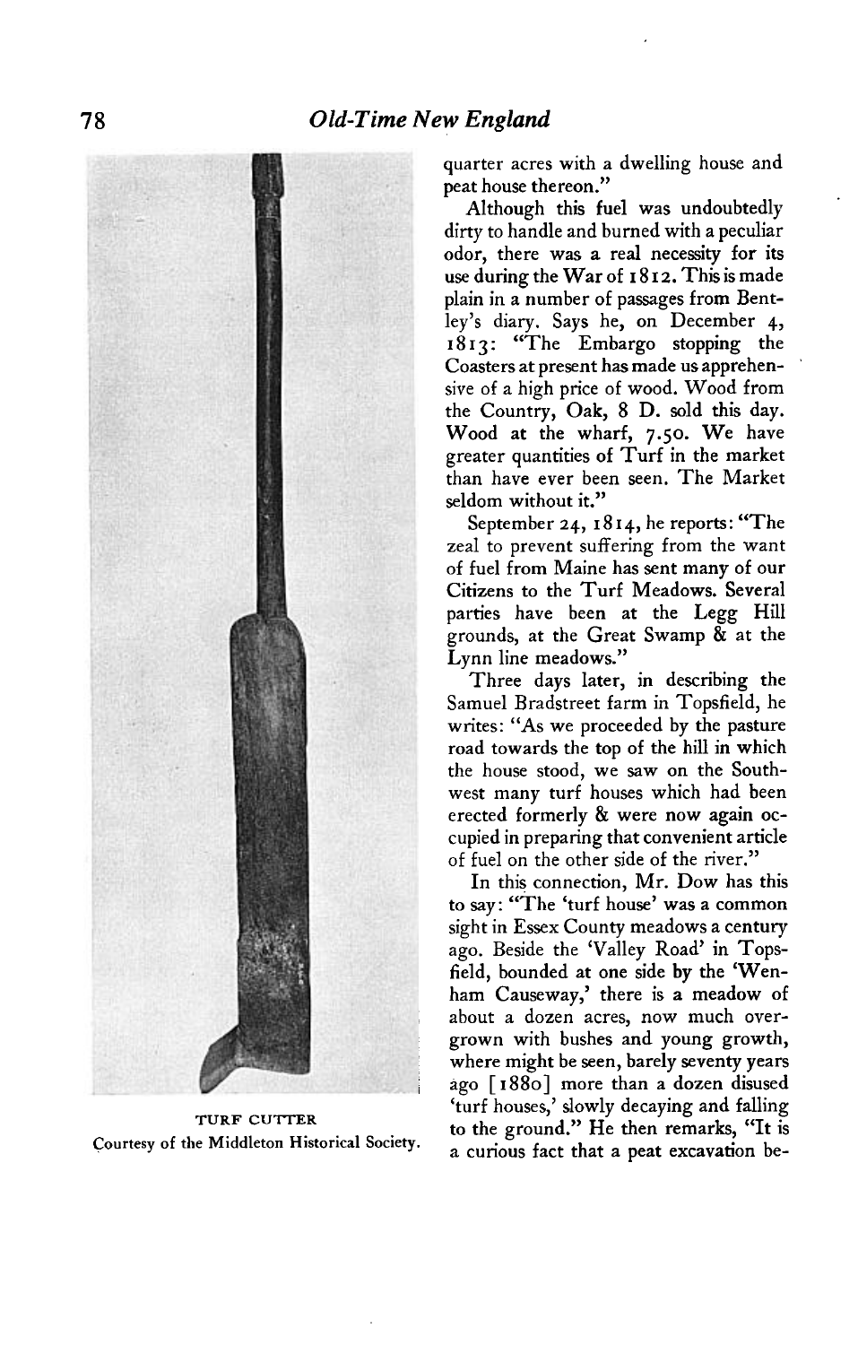quarter acres with a dwelling house and peat house thereon."

Although this fuel was undoubtedly dirty to handle and burned with a peculiar odor, there was a real necessity for its use during the War of 1812. This is made plain in a number of passages from Bentley's diary. Says he, on December 4, 1813: "The Embargo stopping the Coasters at present has made us apprehensive of a high price of wood. Wood from the Country, Oak, 8 D. sold this day. Wood at the wharf, 7.50. We have greater quantities of Turf in the market than have ever been seen. The Market seldom without it."

September 24, 1814, he reports: "The zeal to prevent suffering from the want of fuel from Maine has sent many of our Citizens to the Turf Meadows. Several parties have been at the Legg Hill grounds, at the Great Swamp & at the Lynn line meadows."

Three days later, in describing the Samuel Bradstreet farm in Topsfield, he writes: "As we proceeded by the pasture road towards the top of the hill in which the house stood, we saw on the Southwest many turf houses which had been erected formerly & were now again occupied in preparing that convenient article of fuel on the other side of the river."

In this connection, Mr. Dow has this to say: "The 'turf house' was a common sight in Essex County meadows a century ago. Beside the 'Valley Road' in Topsfield, bounded at one side by the 'Wenham Causeway,' there is a meadow of about a dozen acres, now much overgrown with bushes and young growth, where might be seen, barely seventy years ago [1880] more than a dozen disused 'turf houses,' slowly decaying and falling to the ground." He then remarks, "It is a curious fact that a peat excavation be-

TURF CUTTER
Courtesy of the Middleton Historical Society.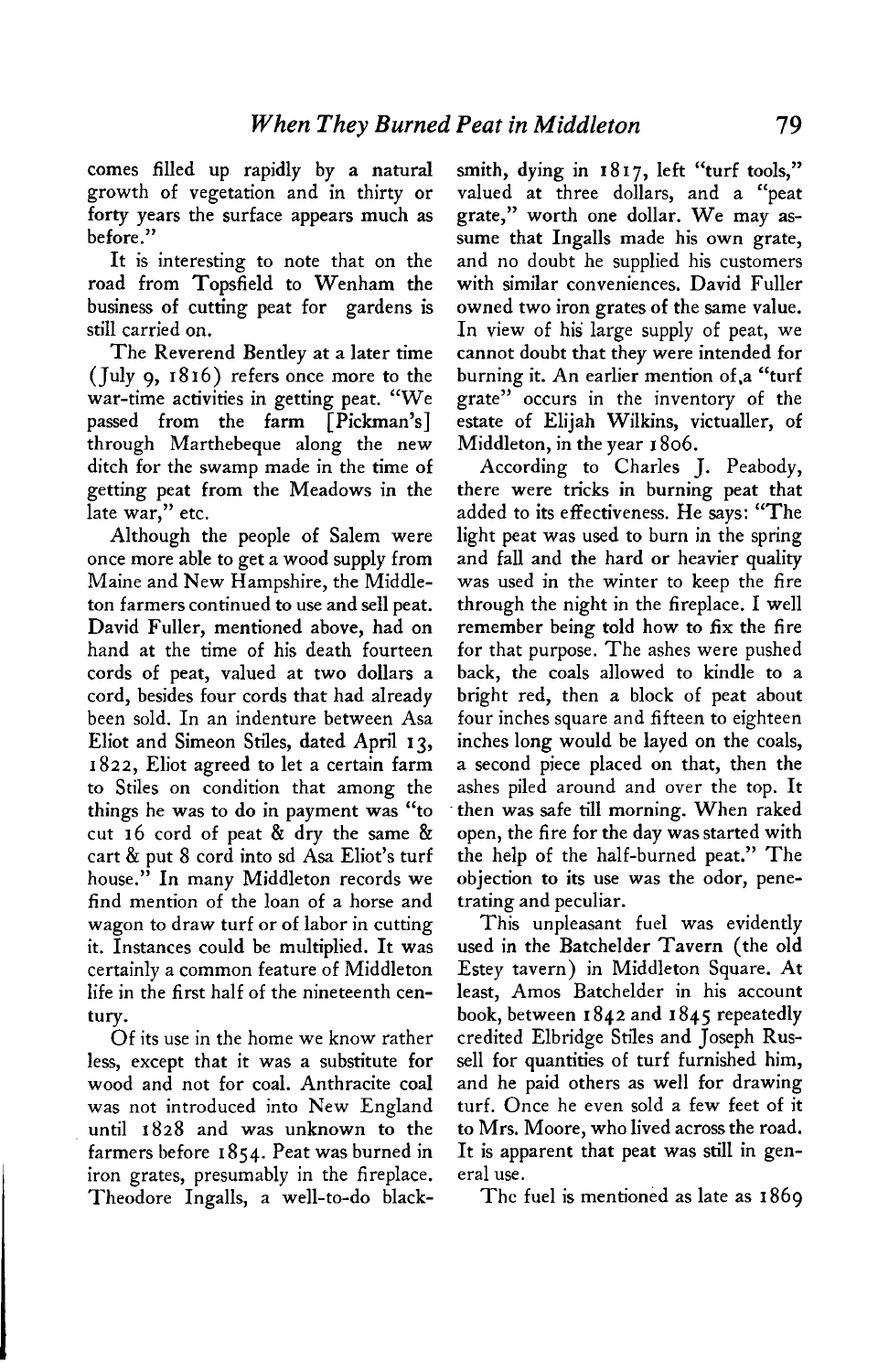comes filled up rapidly by a natural growth of vegetation and in thirty or forty years the surface appears much as before."

It is interesting to note that on the road from Topsfield to Wenham the business of cutting peat for gardens is still carried on.

The Reverend Bentley at a later time (July 9, 1816) refers once more to the war-time activities in getting peat. "We passed from the farm [Pickman's] through Marthebeque along the new ditch for the swamp made in the time of getting peat from the Meadows in the late war," etc.

Although the people of Salem were once more able to get a wood supply from Maine and New Hampshire, the Middleton farmers continued to use and sell peat. David Fuller, mentioned above, had on hand at the time of his death fourteen cords of peat, valued at two dollars a cord, besides four cords that had already been sold. In an indenture between Asa Eliot and Simeon Stiles, dated April 13, 1822, Eliot agreed to let a certain farm to Stiles on condition that among the things he was to do in payment was "to cut 16 cord of peat & dry the same & cart & put 8 cord into sd Asa Eliot's turf house." In many Middleton records we find mention of the loan of a horse and wagon to draw turf or of labor in cutting it. Instances could be multiplied. It was certainly a common feature of Middleton life in the first half of the nineteenth century.

Of its use in the home we know rather less, except that it was a substitute for wood and not for coal. Anthracite coal was not introduced into New England until 1828 and was unknown to the farmers before 1854. Peat was burned in iron grates, presumably in the fireplace. Theodore Ingalls, a well-to-do blacksmith, dying in 1817, left "turf tools," valued at three dollars, and a "peat grate," worth one dollar. We may assume that Ingalls made his own grate, and no doubt he supplied his customers with similar conveniences. David Fuller owned two iron grates of the same value. In view of his large supply of peat, we cannot doubt that they were intended for burning it. An earlier mention of a "turf grate" occurs in the inventory of the estate of Elijah Wilkins, victualler, of Middleton, in the year 1806.

According to Charles J. Peabody, there were tricks in burning peat that added to its effectiveness. He says: "The light peat was used to burn in the spring and fall and the hard or heavier quality was used in the winter to keep the fire through the night in the fireplace. I well remember being told how to fix the fire for that purpose. The ashes were pushed back, the coals allowed to kindle to a bright red, then a block of peat about four inches square and fifteen to eighteen inches long would be layed on the coals, a second piece placed on that, then the ashes piled around and over the top. It then was safe till morning. When raked open, the fire for the day was started with the help of the half-burned peat." The objection to its use was the odor, penetrating and peculiar.

This unpleasant fuel was evidently used in the Batchelder Tavern (the old Estey tavern) in Middleton Square. At least, Amos Batchelder in his account book, between 1842 and 1845 repeatedly credited Elbridge Stiles and Joseph Russell for quantities of turf furnished him, and he paid others as well for drawing turf. Once he even sold a few feet of it to Mrs. Moore, who lived across the road. It is apparent that peat was still in general use.

The fuel is mentioned as late as 1869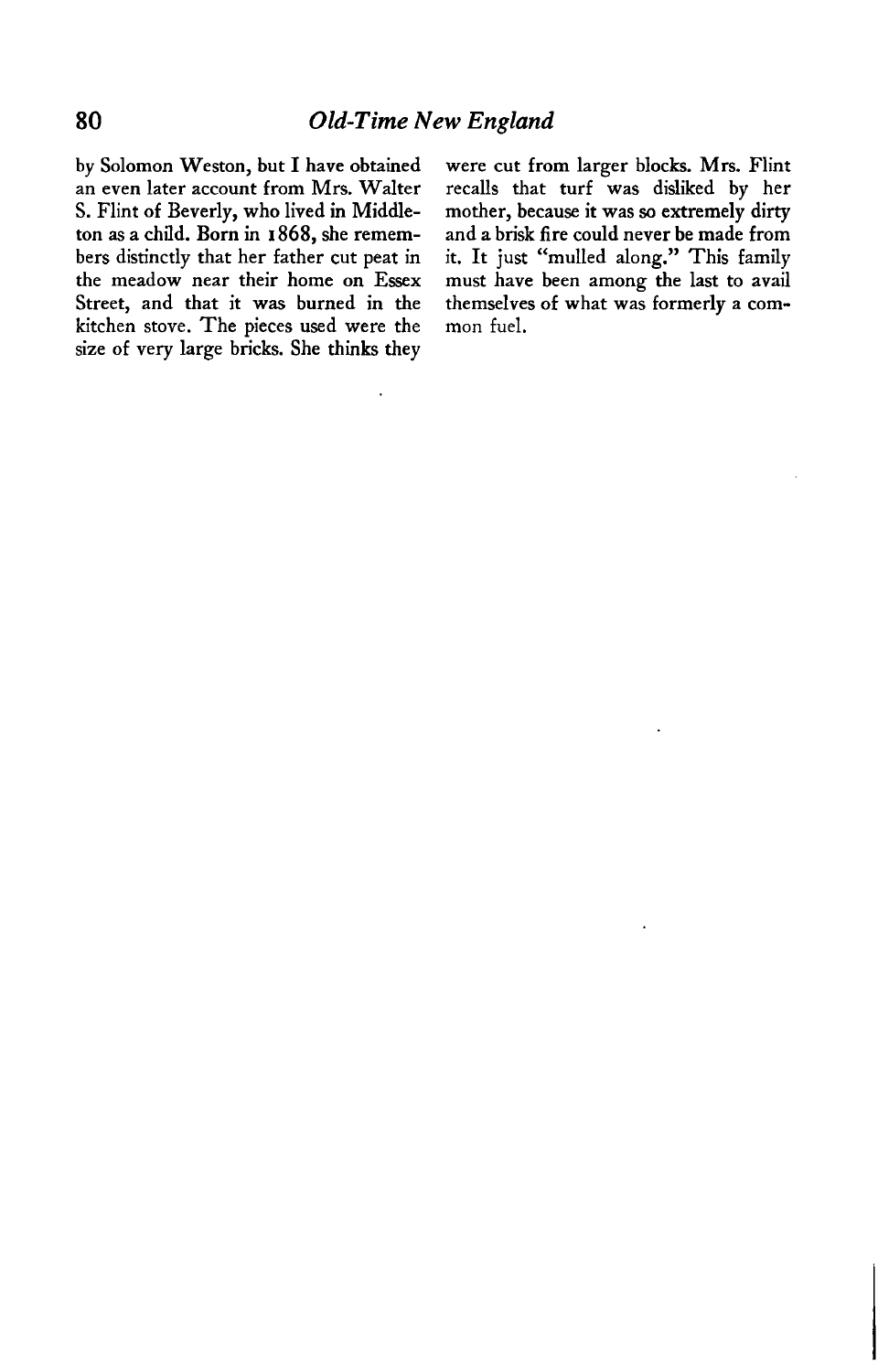by Solomon Weston, but I have obtained an even later account from Mrs. Walter S. Flint of Beverly, who lived in Middleton as a child. Born in 1868, she remembers distinctly that her father cut peat in the meadow near their home on Essex Street, and that it was burned in the kitchen stove. The pieces used were the size of very large bricks. She thinks they were cut from larger blocks. Mrs. Flint recalls that turf was disliked by her mother, because it was so extremely dirty and a brisk fire could never be made from it. It just "mulled along." This family must have been among the last to avail themselves of what was formerly a common fuel.